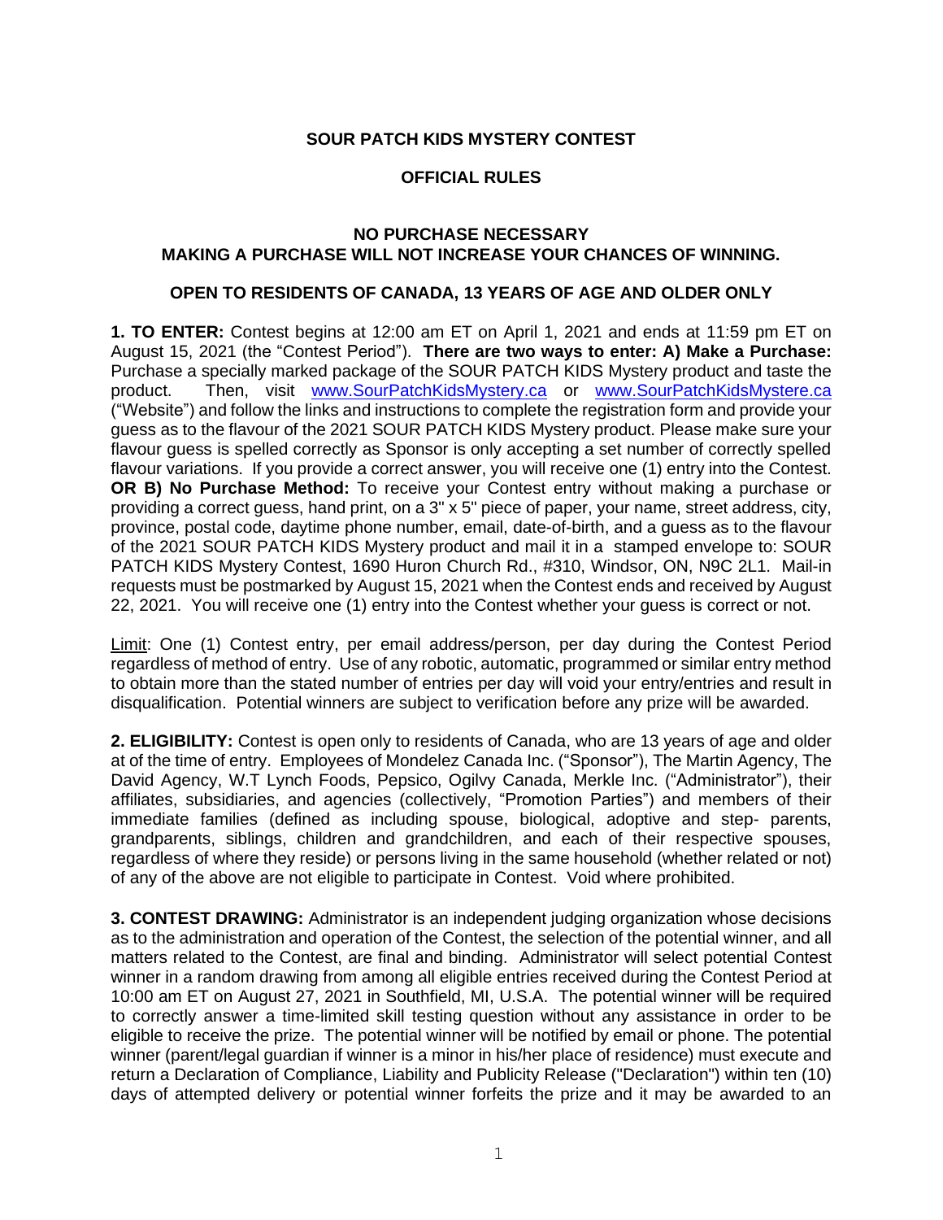# SOUR PATCH KIDS MYSTERY CONTEST

## OFFICIAL RULES

**NO PURCHASE NECESSARY**
**MAKING A PURCHASE WILL NOT INCREASE YOUR CHANCES OF WINNING.**

**OPEN TO RESIDENTS OF CANADA, 13 YEARS OF AGE AND OLDER ONLY**

**1. TO ENTER:** Contest begins at 12:00 am ET on April 1, 2021 and ends at 11:59 pm ET on August 15, 2021 (the "Contest Period"). **There are two ways to enter: A) Make a Purchase:** Purchase a specially marked package of the SOUR PATCH KIDS Mystery product and taste the product. Then, visit [www.SourPatchKidsMystery.ca](www.SourPatchKidsMystery.ca) or [www.SourPatchKidsMystere.ca](www.SourPatchKidsMystere.ca) ("Website") and follow the links and instructions to complete the registration form and provide your guess as to the flavour of the 2021 SOUR PATCH KIDS Mystery product. Please make sure your flavour guess is spelled correctly as Sponsor is only accepting a set number of correctly spelled flavour variations. If you provide a correct answer, you will receive one (1) entry into the Contest. **OR B) No Purchase Method:** To receive your Contest entry without making a purchase or providing a correct guess, hand print, on a 3" x 5" piece of paper, your name, street address, city, province, postal code, daytime phone number, email, date-of-birth, and a guess as to the flavour of the 2021 SOUR PATCH KIDS Mystery product and mail it in a stamped envelope to: SOUR PATCH KIDS Mystery Contest, 1690 Huron Church Rd., #310, Windsor, ON, N9C 2L1. Mail-in requests must be postmarked by August 15, 2021 when the Contest ends and received by August 22, 2021. You will receive one (1) entry into the Contest whether your guess is correct or not.

Limit: One (1) Contest entry, per email address/person, per day during the Contest Period regardless of method of entry. Use of any robotic, automatic, programmed or similar entry method to obtain more than the stated number of entries per day will void your entry/entries and result in disqualification. Potential winners are subject to verification before any prize will be awarded.

**2. ELIGIBILITY:** Contest is open only to residents of Canada, who are 13 years of age and older at of the time of entry. Employees of Mondelez Canada Inc. ("Sponsor"), The Martin Agency, The David Agency, W.T Lynch Foods, Pepsico, Ogilvy Canada, Merkle Inc. ("Administrator"), their affiliates, subsidiaries, and agencies (collectively, "Promotion Parties") and members of their immediate families (defined as including spouse, biological, adoptive and step- parents, grandparents, siblings, children and grandchildren, and each of their respective spouses, regardless of where they reside) or persons living in the same household (whether related or not) of any of the above are not eligible to participate in Contest. Void where prohibited.

**3. CONTEST DRAWING:** Administrator is an independent judging organization whose decisions as to the administration and operation of the Contest, the selection of the potential winner, and all matters related to the Contest, are final and binding. Administrator will select potential Contest winner in a random drawing from among all eligible entries received during the Contest Period at 10:00 am ET on August 27, 2021 in Southfield, MI, U.S.A. The potential winner will be required to correctly answer a time-limited skill testing question without any assistance in order to be eligible to receive the prize. The potential winner will be notified by email or phone. The potential winner (parent/legal guardian if winner is a minor in his/her place of residence) must execute and return a Declaration of Compliance, Liability and Publicity Release ("Declaration") within ten (10) days of attempted delivery or potential winner forfeits the prize and it may be awarded to an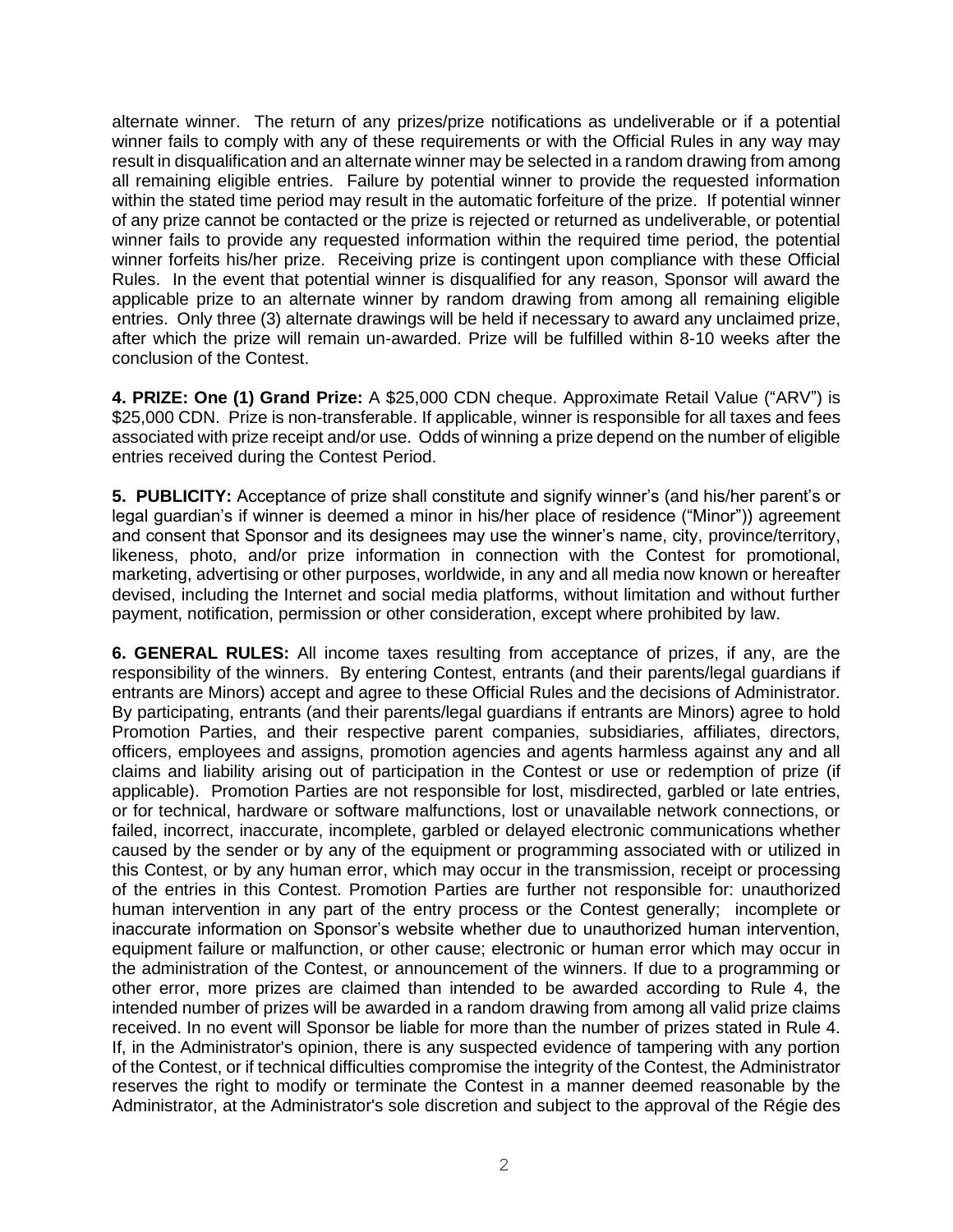alternate winner. The return of any prizes/prize notifications as undeliverable or if a potential winner fails to comply with any of these requirements or with the Official Rules in any way may result in disqualification and an alternate winner may be selected in a random drawing from among all remaining eligible entries. Failure by potential winner to provide the requested information within the stated time period may result in the automatic forfeiture of the prize. If potential winner of any prize cannot be contacted or the prize is rejected or returned as undeliverable, or potential winner fails to provide any requested information within the required time period, the potential winner forfeits his/her prize. Receiving prize is contingent upon compliance with these Official Rules. In the event that potential winner is disqualified for any reason, Sponsor will award the applicable prize to an alternate winner by random drawing from among all remaining eligible entries. Only three (3) alternate drawings will be held if necessary to award any unclaimed prize, after which the prize will remain un-awarded. Prize will be fulfilled within 8-10 weeks after the conclusion of the Contest.

**4. PRIZE: One (1) Grand Prize:** A $25,000 CDN cheque. Approximate Retail Value ("ARV") is $25,000 CDN. Prize is non-transferable. If applicable, winner is responsible for all taxes and fees associated with prize receipt and/or use. Odds of winning a prize depend on the number of eligible entries received during the Contest Period.

**5. PUBLICITY:** Acceptance of prize shall constitute and signify winner's (and his/her parent's or legal guardian's if winner is deemed a minor in his/her place of residence ("Minor")) agreement and consent that Sponsor and its designees may use the winner's name, city, province/territory, likeness, photo, and/or prize information in connection with the Contest for promotional, marketing, advertising or other purposes, worldwide, in any and all media now known or hereafter devised, including the Internet and social media platforms, without limitation and without further payment, notification, permission or other consideration, except where prohibited by law.

**6. GENERAL RULES:** All income taxes resulting from acceptance of prizes, if any, are the responsibility of the winners. By entering Contest, entrants (and their parents/legal guardians if entrants are Minors) accept and agree to these Official Rules and the decisions of Administrator. By participating, entrants (and their parents/legal guardians if entrants are Minors) agree to hold Promotion Parties, and their respective parent companies, subsidiaries, affiliates, directors, officers, employees and assigns, promotion agencies and agents harmless against any and all claims and liability arising out of participation in the Contest or use or redemption of prize (if applicable). Promotion Parties are not responsible for lost, misdirected, garbled or late entries, or for technical, hardware or software malfunctions, lost or unavailable network connections, or failed, incorrect, inaccurate, incomplete, garbled or delayed electronic communications whether caused by the sender or by any of the equipment or programming associated with or utilized in this Contest, or by any human error, which may occur in the transmission, receipt or processing of the entries in this Contest. Promotion Parties are further not responsible for: unauthorized human intervention in any part of the entry process or the Contest generally; incomplete or inaccurate information on Sponsor's website whether due to unauthorized human intervention, equipment failure or malfunction, or other cause; electronic or human error which may occur in the administration of the Contest, or announcement of the winners. If due to a programming or other error, more prizes are claimed than intended to be awarded according to Rule 4, the intended number of prizes will be awarded in a random drawing from among all valid prize claims received. In no event will Sponsor be liable for more than the number of prizes stated in Rule 4. If, in the Administrator's opinion, there is any suspected evidence of tampering with any portion of the Contest, or if technical difficulties compromise the integrity of the Contest, the Administrator reserves the right to modify or terminate the Contest in a manner deemed reasonable by the Administrator, at the Administrator's sole discretion and subject to the approval of the Régie des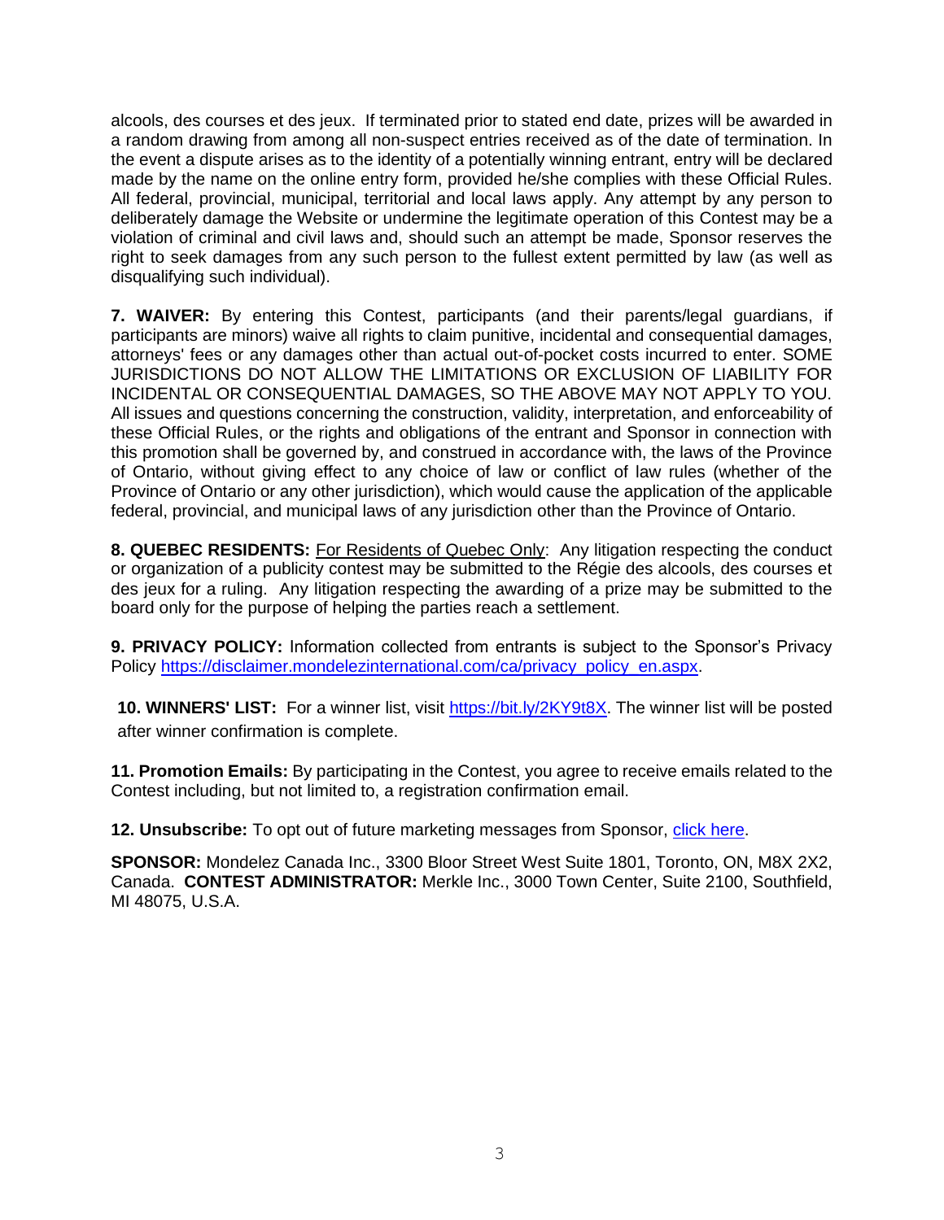alcools, des courses et des jeux. If terminated prior to stated end date, prizes will be awarded in a random drawing from among all non-suspect entries received as of the date of termination. In the event a dispute arises as to the identity of a potentially winning entrant, entry will be declared made by the name on the online entry form, provided he/she complies with these Official Rules. All federal, provincial, municipal, territorial and local laws apply. Any attempt by any person to deliberately damage the Website or undermine the legitimate operation of this Contest may be a violation of criminal and civil laws and, should such an attempt be made, Sponsor reserves the right to seek damages from any such person to the fullest extent permitted by law (as well as disqualifying such individual).

**7. WAIVER:** By entering this Contest, participants (and their parents/legal guardians, if participants are minors) waive all rights to claim punitive, incidental and consequential damages, attorneys' fees or any damages other than actual out-of-pocket costs incurred to enter. SOME JURISDICTIONS DO NOT ALLOW THE LIMITATIONS OR EXCLUSION OF LIABILITY FOR INCIDENTAL OR CONSEQUENTIAL DAMAGES, SO THE ABOVE MAY NOT APPLY TO YOU. All issues and questions concerning the construction, validity, interpretation, and enforceability of these Official Rules, or the rights and obligations of the entrant and Sponsor in connection with this promotion shall be governed by, and construed in accordance with, the laws of the Province of Ontario, without giving effect to any choice of law or conflict of law rules (whether of the Province of Ontario or any other jurisdiction), which would cause the application of the applicable federal, provincial, and municipal laws of any jurisdiction other than the Province of Ontario.

**8. QUEBEC RESIDENTS:** For Residents of Quebec Only: Any litigation respecting the conduct or organization of a publicity contest may be submitted to the Régie des alcools, des courses et des jeux for a ruling. Any litigation respecting the awarding of a prize may be submitted to the board only for the purpose of helping the parties reach a settlement.

**9. PRIVACY POLICY:** Information collected from entrants is subject to the Sponsor's Privacy Policy https://disclaimer.mondelezinternational.com/ca/privacy_policy_en.aspx.

**10. WINNERS' LIST:** For a winner list, visit https://bit.ly/2KY9t8X. The winner list will be posted after winner confirmation is complete.

**11. Promotion Emails:** By participating in the Contest, you agree to receive emails related to the Contest including, but not limited to, a registration confirmation email.

**12. Unsubscribe:** To opt out of future marketing messages from Sponsor, click here.

**SPONSOR:** Mondelez Canada Inc., 3300 Bloor Street West Suite 1801, Toronto, ON, M8X 2X2, Canada. **CONTEST ADMINISTRATOR:** Merkle Inc., 3000 Town Center, Suite 2100, Southfield, MI 48075, U.S.A.